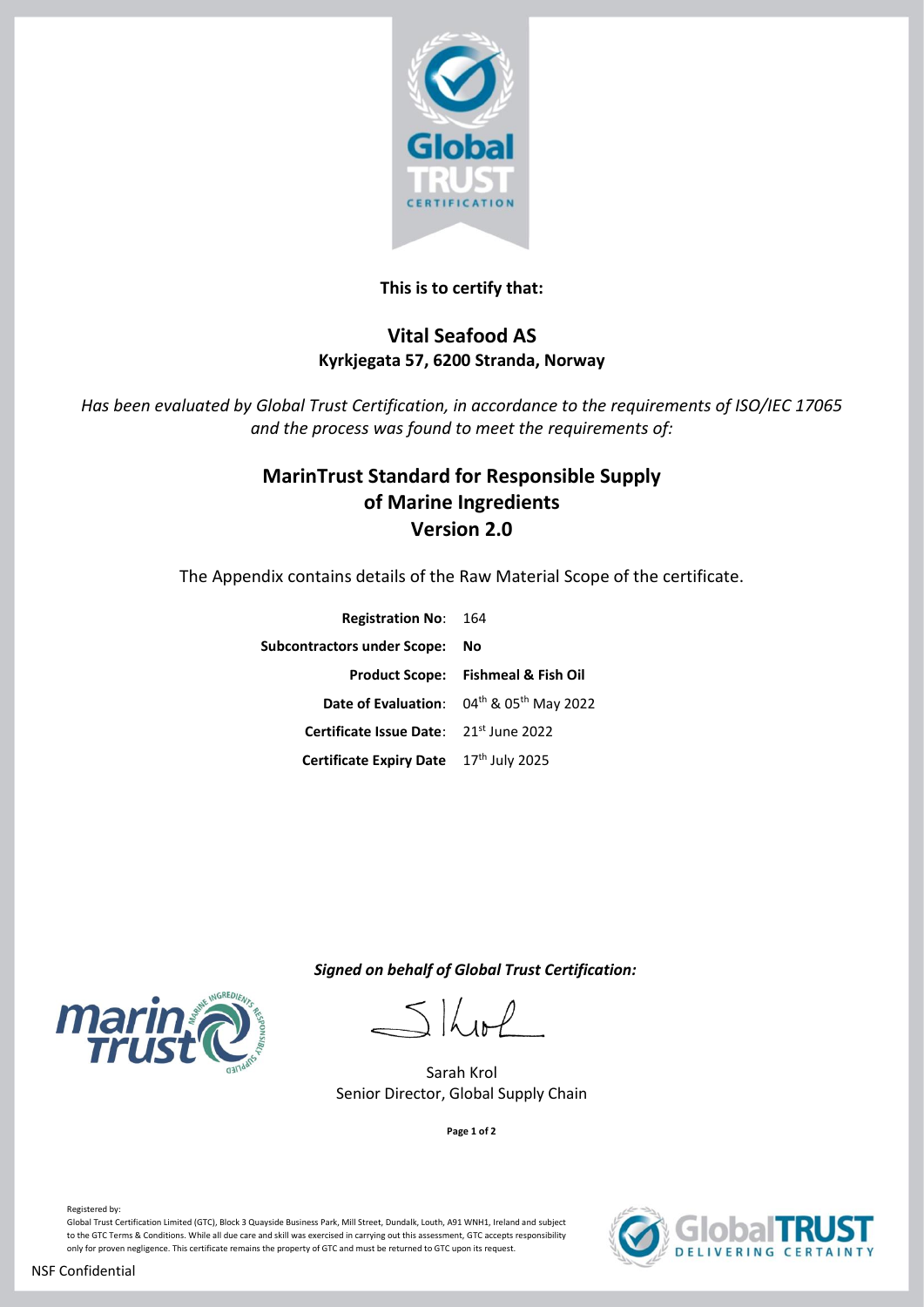**This is to certify that:**

## Vital Seafood AS

**Kyrkjegata 57, 6200 Stranda, Norway**

*Has been evaluated by Global Trust Certification, in accordance to the requirements of ISO/IEC 17065 and the process was found to meet the requirements of:*

## MarinTrust Standard for Responsible Supply of Marine Ingredients Version 2.0

The Appendix contains details of the Raw Material Scope of the certificate.

| | |
|---|---|
| **Registration No**: | 164 |
| **Subcontractors under Scope:** | **No** |
| **Product Scope:** | **Fishmeal & Fish Oil** |
| **Date of Evaluation**: | 04th & 05th May 2022 |
| **Certificate Issue Date**: | 21st June 2022 |
| **Certificate Expiry Date** | 17th July 2025 |

***Signed on behalf of Global Trust Certification:***

Sarah Krol
Senior Director, Global Supply Chain

Registered by:
Global Trust Certification Limited (GTC), Block 3 Quayside Business Park, Mill Street, Dundalk, Louth, A91 WNH1, Ireland and subject to the GTC Terms & Conditions. While all due care and skill was exercised in carrying out this assessment, GTC accepts responsibility only for proven negligence. This certificate remains the property of GTC and must be returned to GTC upon its request.

NSF Confidential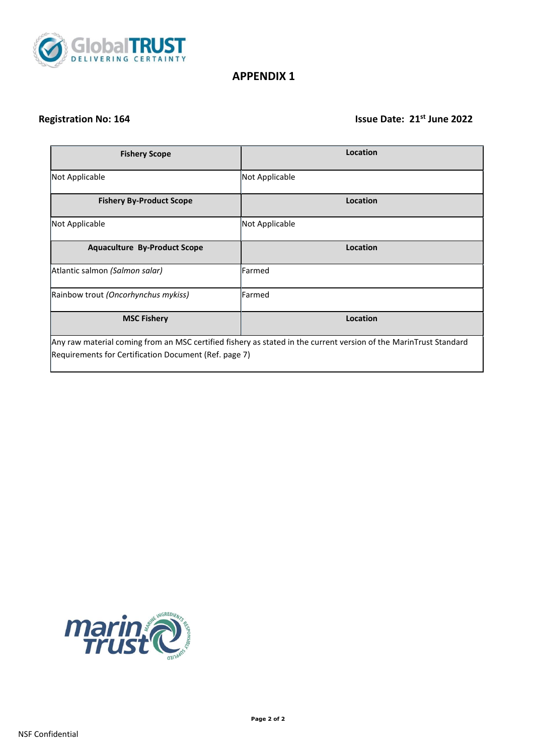# APPENDIX 1

**Registration No: 164** **Issue Date: 21st June 2022**

| Fishery Scope | Location |
|---|---|
| Not Applicable | Not Applicable |
| **Fishery By-Product Scope** | **Location** |
| Not Applicable | Not Applicable |
| **Aquaculture By-Product Scope** | **Location** |
| Atlantic salmon *(Salmon salar)* | Farmed |
| Rainbow trout *(Oncorhynchus mykiss)* | Farmed |
| **MSC Fishery** | **Location** |
| Any raw material coming from an MSC certified fishery as stated in the current version of the MarinTrust Standard Requirements for Certification Document (Ref. page 7) | |

NSF Confidential